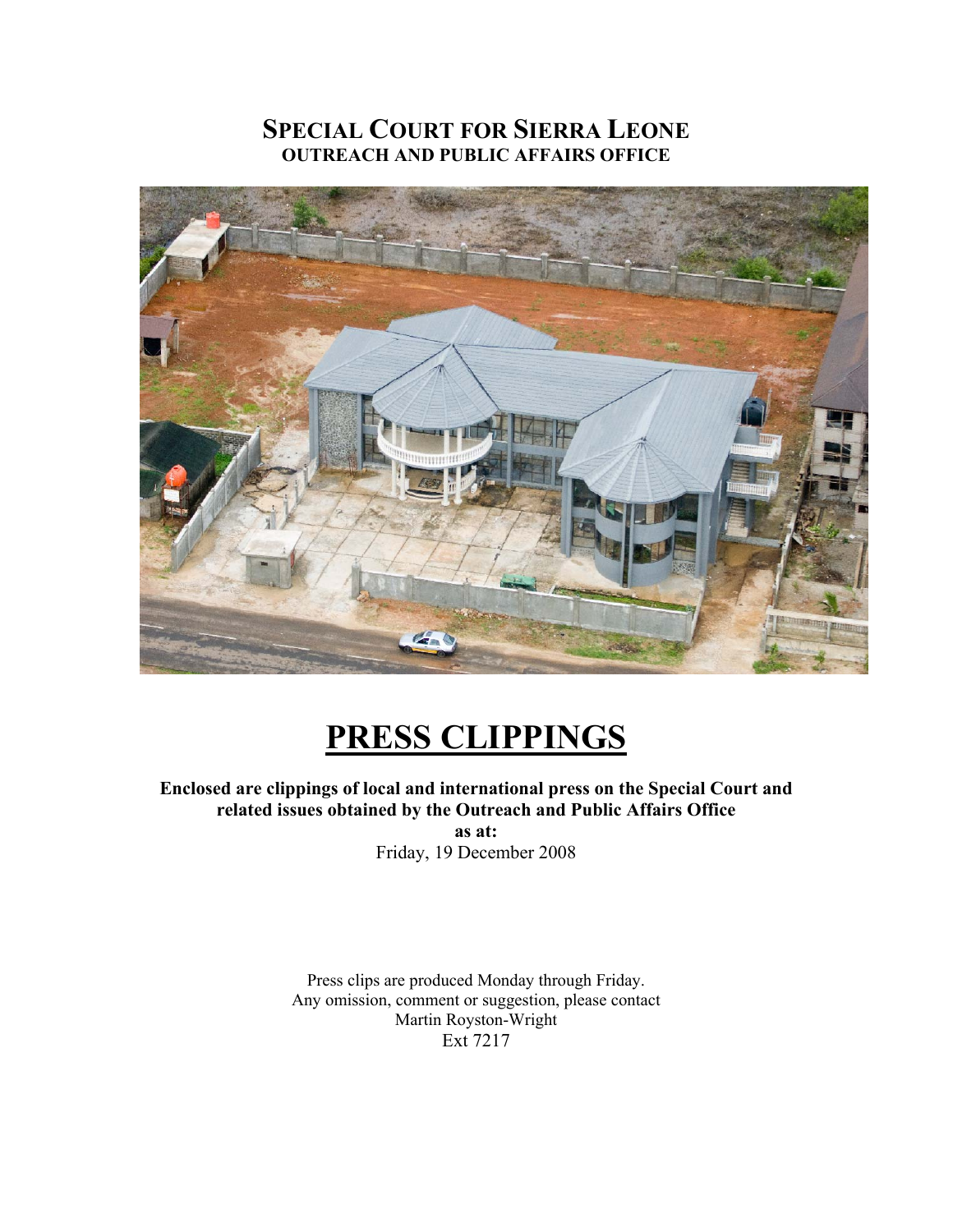# SPECIAL COURT FOR SIERRA LEONE

**OUTREACH AND PUBLIC AFFAIRS OFFICE**

# PRESS CLIPPINGS

**Enclosed are clippings of local and international press on the Special Court and related issues obtained by the Outreach and Public Affairs Office**

**as at:**

Friday, 19 December 2008

Press clips are produced Monday through Friday.
Any omission, comment or suggestion, please contact
Martin Royston-Wright
Ext 7217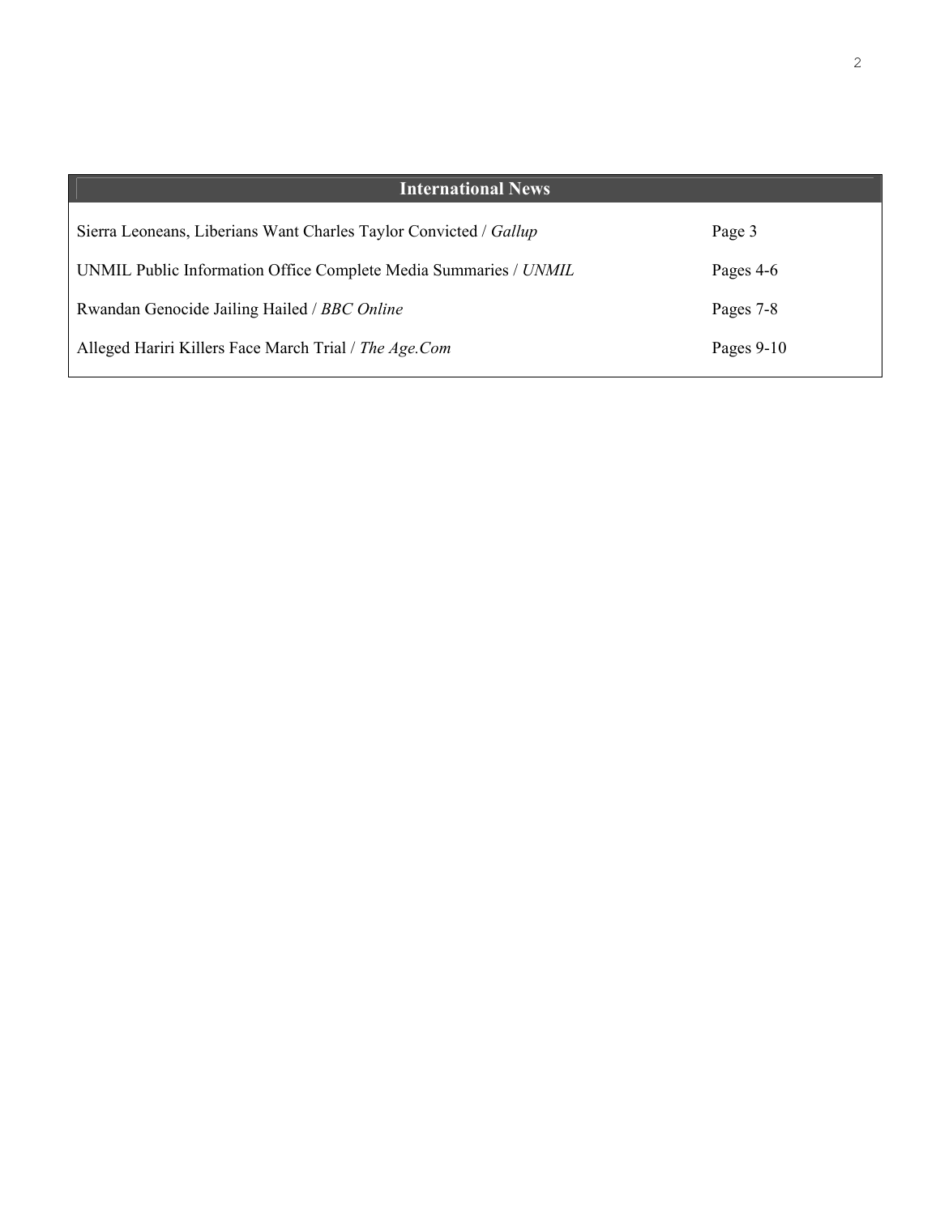| International News | |
|---|---|
| Sierra Leoneans, Liberians Want Charles Taylor Convicted / *Gallup* | Page 3 |
| UNMIL Public Information Office Complete Media Summaries / *UNMIL* | Pages 4-6 |
| Rwandan Genocide Jailing Hailed / *BBC Online* | Pages 7-8 |
| Alleged Hariri Killers Face March Trial / *The Age.Com* | Pages 9-10 |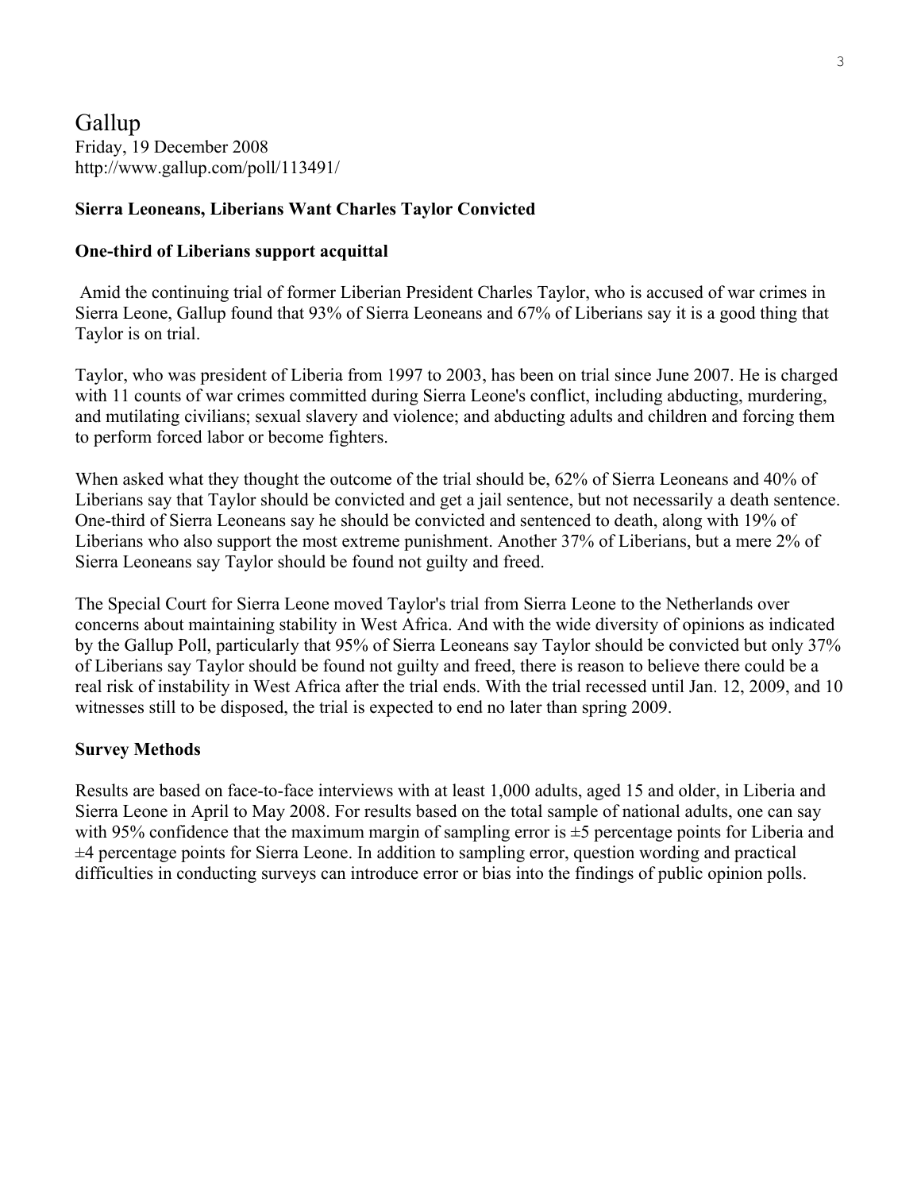# Gallup

Friday, 19 December 2008
http://www.gallup.com/poll/113491/

**Sierra Leoneans, Liberians Want Charles Taylor Convicted**

**One-third of Liberians support acquittal**

Amid the continuing trial of former Liberian President Charles Taylor, who is accused of war crimes in Sierra Leone, Gallup found that 93% of Sierra Leoneans and 67% of Liberians say it is a good thing that Taylor is on trial.

Taylor, who was president of Liberia from 1997 to 2003, has been on trial since June 2007. He is charged with 11 counts of war crimes committed during Sierra Leone's conflict, including abducting, murdering, and mutilating civilians; sexual slavery and violence; and abducting adults and children and forcing them to perform forced labor or become fighters.

When asked what they thought the outcome of the trial should be, 62% of Sierra Leoneans and 40% of Liberians say that Taylor should be convicted and get a jail sentence, but not necessarily a death sentence. One-third of Sierra Leoneans say he should be convicted and sentenced to death, along with 19% of Liberians who also support the most extreme punishment. Another 37% of Liberians, but a mere 2% of Sierra Leoneans say Taylor should be found not guilty and freed.

The Special Court for Sierra Leone moved Taylor's trial from Sierra Leone to the Netherlands over concerns about maintaining stability in West Africa. And with the wide diversity of opinions as indicated by the Gallup Poll, particularly that 95% of Sierra Leoneans say Taylor should be convicted but only 37% of Liberians say Taylor should be found not guilty and freed, there is reason to believe there could be a real risk of instability in West Africa after the trial ends. With the trial recessed until Jan. 12, 2009, and 10 witnesses still to be disposed, the trial is expected to end no later than spring 2009.

**Survey Methods**

Results are based on face-to-face interviews with at least 1,000 adults, aged 15 and older, in Liberia and Sierra Leone in April to May 2008. For results based on the total sample of national adults, one can say with 95% confidence that the maximum margin of sampling error is ±5 percentage points for Liberia and ±4 percentage points for Sierra Leone. In addition to sampling error, question wording and practical difficulties in conducting surveys can introduce error or bias into the findings of public opinion polls.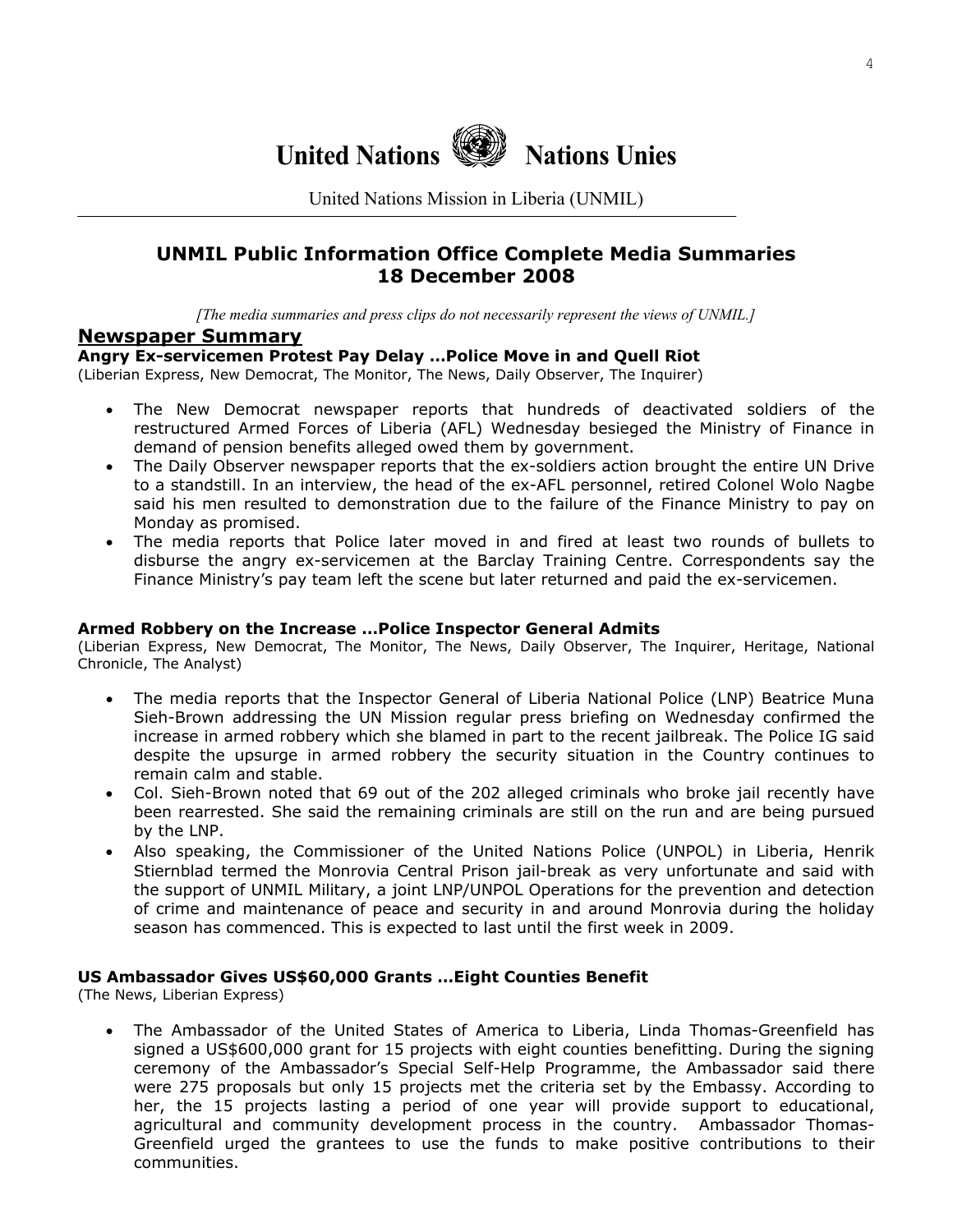# United Nations Nations Unies

United Nations Mission in Liberia (UNMIL)

## UNMIL Public Information Office Complete Media Summaries 18 December 2008

*[The media summaries and press clips do not necessarily represent the views of UNMIL.]*

## Newspaper Summary

### Angry Ex-servicemen Protest Pay Delay …Police Move in and Quell Riot

(Liberian Express, New Democrat, The Monitor, The News, Daily Observer, The Inquirer)

- The New Democrat newspaper reports that hundreds of deactivated soldiers of the restructured Armed Forces of Liberia (AFL) Wednesday besieged the Ministry of Finance in demand of pension benefits alleged owed them by government.
- The Daily Observer newspaper reports that the ex-soldiers action brought the entire UN Drive to a standstill. In an interview, the head of the ex-AFL personnel, retired Colonel Wolo Nagbe said his men resulted to demonstration due to the failure of the Finance Ministry to pay on Monday as promised.
- The media reports that Police later moved in and fired at least two rounds of bullets to disburse the angry ex-servicemen at the Barclay Training Centre. Correspondents say the Finance Ministry's pay team left the scene but later returned and paid the ex-servicemen.

### Armed Robbery on the Increase …Police Inspector General Admits

(Liberian Express, New Democrat, The Monitor, The News, Daily Observer, The Inquirer, Heritage, National Chronicle, The Analyst)

- The media reports that the Inspector General of Liberia National Police (LNP) Beatrice Muna Sieh-Brown addressing the UN Mission regular press briefing on Wednesday confirmed the increase in armed robbery which she blamed in part to the recent jailbreak. The Police IG said despite the upsurge in armed robbery the security situation in the Country continues to remain calm and stable.
- Col. Sieh-Brown noted that 69 out of the 202 alleged criminals who broke jail recently have been rearrested. She said the remaining criminals are still on the run and are being pursued by the LNP.
- Also speaking, the Commissioner of the United Nations Police (UNPOL) in Liberia, Henrik Stiernblad termed the Monrovia Central Prison jail-break as very unfortunate and said with the support of UNMIL Military, a joint LNP/UNPOL Operations for the prevention and detection of crime and maintenance of peace and security in and around Monrovia during the holiday season has commenced. This is expected to last until the first week in 2009.

### US Ambassador Gives US$60,000 Grants …Eight Counties Benefit

(The News, Liberian Express)

- The Ambassador of the United States of America to Liberia, Linda Thomas-Greenfield has signed a US$600,000 grant for 15 projects with eight counties benefitting. During the signing ceremony of the Ambassador's Special Self-Help Programme, the Ambassador said there were 275 proposals but only 15 projects met the criteria set by the Embassy. According to her, the 15 projects lasting a period of one year will provide support to educational, agricultural and community development process in the country. Ambassador Thomas-Greenfield urged the grantees to use the funds to make positive contributions to their communities.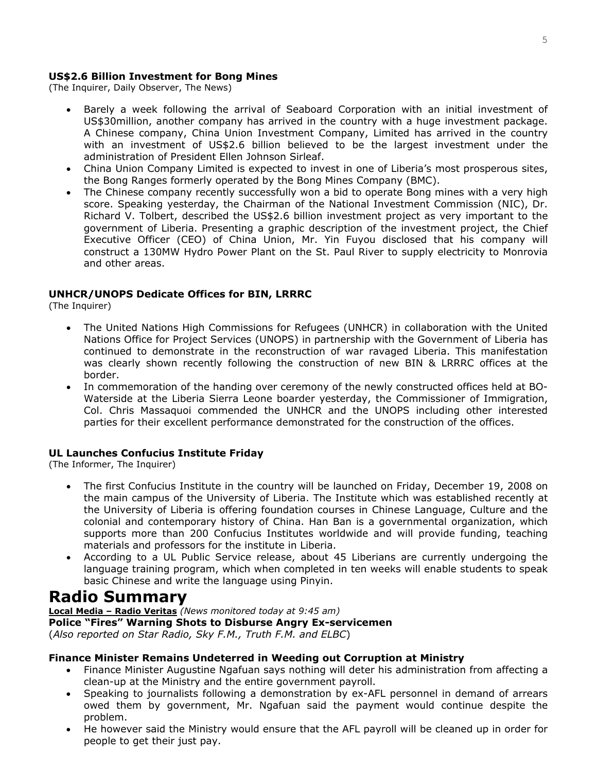### US$2.6 Billion Investment for Bong Mines

(The Inquirer, Daily Observer, The News)

- Barely a week following the arrival of Seaboard Corporation with an initial investment of US$30million, another company has arrived in the country with a huge investment package. A Chinese company, China Union Investment Company, Limited has arrived in the country with an investment of US$2.6 billion believed to be the largest investment under the administration of President Ellen Johnson Sirleaf.
- China Union Company Limited is expected to invest in one of Liberia's most prosperous sites, the Bong Ranges formerly operated by the Bong Mines Company (BMC).
- The Chinese company recently successfully won a bid to operate Bong mines with a very high score. Speaking yesterday, the Chairman of the National Investment Commission (NIC), Dr. Richard V. Tolbert, described the US$2.6 billion investment project as very important to the government of Liberia. Presenting a graphic description of the investment project, the Chief Executive Officer (CEO) of China Union, Mr. Yin Fuyou disclosed that his company will construct a 130MW Hydro Power Plant on the St. Paul River to supply electricity to Monrovia and other areas.

### UNHCR/UNOPS Dedicate Offices for BIN, LRRRC

(The Inquirer)

- The United Nations High Commissions for Refugees (UNHCR) in collaboration with the United Nations Office for Project Services (UNOPS) in partnership with the Government of Liberia has continued to demonstrate in the reconstruction of war ravaged Liberia. This manifestation was clearly shown recently following the construction of new BIN & LRRRC offices at the border.
- In commemoration of the handing over ceremony of the newly constructed offices held at BO-Waterside at the Liberia Sierra Leone boarder yesterday, the Commissioner of Immigration, Col. Chris Massaquoi commended the UNHCR and the UNOPS including other interested parties for their excellent performance demonstrated for the construction of the offices.

### UL Launches Confucius Institute Friday

(The Informer, The Inquirer)

- The first Confucius Institute in the country will be launched on Friday, December 19, 2008 on the main campus of the University of Liberia. The Institute which was established recently at the University of Liberia is offering foundation courses in Chinese Language, Culture and the colonial and contemporary history of China. Han Ban is a governmental organization, which supports more than 200 Confucius Institutes worldwide and will provide funding, teaching materials and professors for the institute in Liberia.
- According to a UL Public Service release, about 45 Liberians are currently undergoing the language training program, which when completed in ten weeks will enable students to speak basic Chinese and write the language using Pinyin.

# Radio Summary

**Local Media – Radio Veritas** *(News monitored today at 9:45 am)*

**Police "Fires" Warning Shots to Disburse Angry Ex-servicemen**

(*Also reported on Star Radio, Sky F.M., Truth F.M. and ELBC*)

### Finance Minister Remains Undeterred in Weeding out Corruption at Ministry

- Finance Minister Augustine Ngafuan says nothing will deter his administration from affecting a clean-up at the Ministry and the entire government payroll.
- Speaking to journalists following a demonstration by ex-AFL personnel in demand of arrears owed them by government, Mr. Ngafuan said the payment would continue despite the problem.
- He however said the Ministry would ensure that the AFL payroll will be cleaned up in order for people to get their just pay.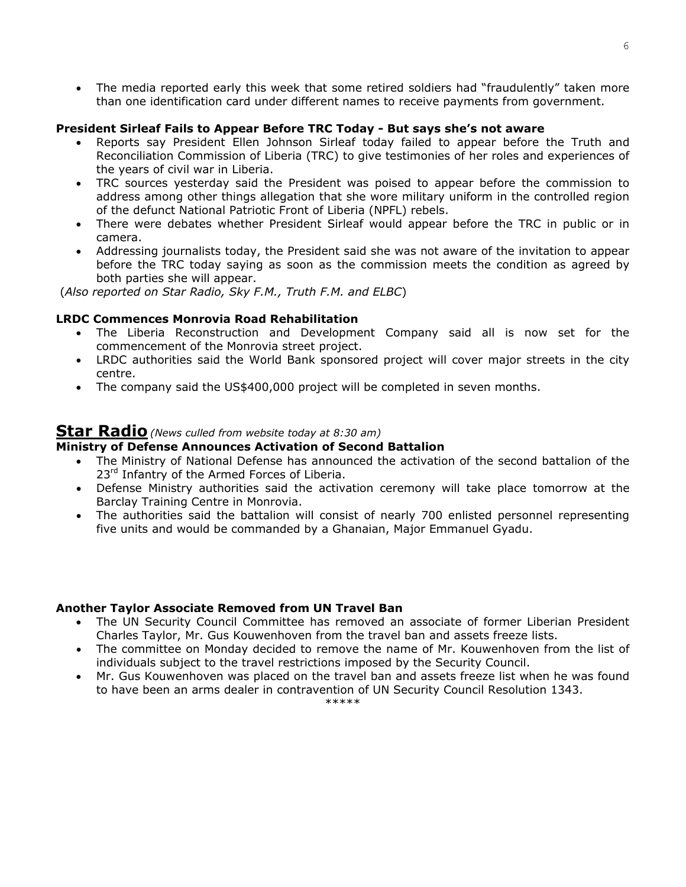- The media reported early this week that some retired soldiers had "fraudulently" taken more than one identification card under different names to receive payments from government.

**President Sirleaf Fails to Appear Before TRC Today - But says she's not aware**

- Reports say President Ellen Johnson Sirleaf today failed to appear before the Truth and Reconciliation Commission of Liberia (TRC) to give testimonies of her roles and experiences of the years of civil war in Liberia.
- TRC sources yesterday said the President was poised to appear before the commission to address among other things allegation that she wore military uniform in the controlled region of the defunct National Patriotic Front of Liberia (NPFL) rebels.
- There were debates whether President Sirleaf would appear before the TRC in public or in camera.
- Addressing journalists today, the President said she was not aware of the invitation to appear before the TRC today saying as soon as the commission meets the condition as agreed by both parties she will appear.

(*Also reported on Star Radio, Sky F.M., Truth F.M. and ELBC*)

**LRDC Commences Monrovia Road Rehabilitation**

- The Liberia Reconstruction and Development Company said all is now set for the commencement of the Monrovia street project.
- LRDC authorities said the World Bank sponsored project will cover major streets in the city centre.
- The company said the US$400,000 project will be completed in seven months.

## Star Radio *(News culled from website today at 8:30 am)*

**Ministry of Defense Announces Activation of Second Battalion**

- The Ministry of National Defense has announced the activation of the second battalion of the 23rd Infantry of the Armed Forces of Liberia.
- Defense Ministry authorities said the activation ceremony will take place tomorrow at the Barclay Training Centre in Monrovia.
- The authorities said the battalion will consist of nearly 700 enlisted personnel representing five units and would be commanded by a Ghanaian, Major Emmanuel Gyadu.

**Another Taylor Associate Removed from UN Travel Ban**

- The UN Security Council Committee has removed an associate of former Liberian President Charles Taylor, Mr. Gus Kouwenhoven from the travel ban and assets freeze lists.
- The committee on Monday decided to remove the name of Mr. Kouwenhoven from the list of individuals subject to the travel restrictions imposed by the Security Council.
- Mr. Gus Kouwenhoven was placed on the travel ban and assets freeze list when he was found to have been an arms dealer in contravention of UN Security Council Resolution 1343.

*****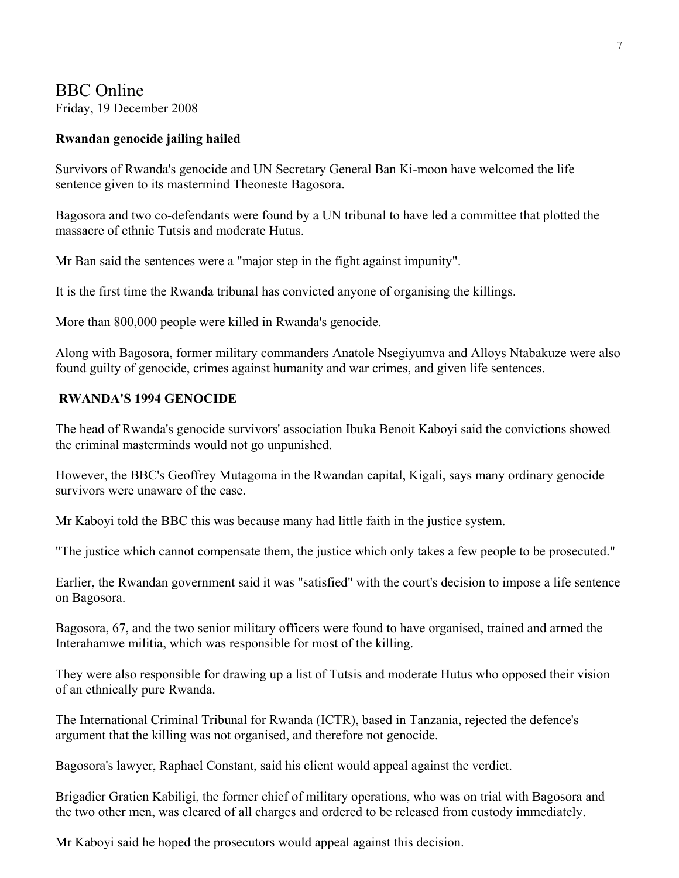# BBC Online

Friday, 19 December 2008

**Rwandan genocide jailing hailed**

Survivors of Rwanda's genocide and UN Secretary General Ban Ki-moon have welcomed the life sentence given to its mastermind Theoneste Bagosora.

Bagosora and two co-defendants were found by a UN tribunal to have led a committee that plotted the massacre of ethnic Tutsis and moderate Hutus.

Mr Ban said the sentences were a "major step in the fight against impunity".

It is the first time the Rwanda tribunal has convicted anyone of organising the killings.

More than 800,000 people were killed in Rwanda's genocide.

Along with Bagosora, former military commanders Anatole Nsegiyumva and Alloys Ntabakuze were also found guilty of genocide, crimes against humanity and war crimes, and given life sentences.

**RWANDA'S 1994 GENOCIDE**

The head of Rwanda's genocide survivors' association Ibuka Benoit Kaboyi said the convictions showed the criminal masterminds would not go unpunished.

However, the BBC's Geoffrey Mutagoma in the Rwandan capital, Kigali, says many ordinary genocide survivors were unaware of the case.

Mr Kaboyi told the BBC this was because many had little faith in the justice system.

"The justice which cannot compensate them, the justice which only takes a few people to be prosecuted."

Earlier, the Rwandan government said it was "satisfied" with the court's decision to impose a life sentence on Bagosora.

Bagosora, 67, and the two senior military officers were found to have organised, trained and armed the Interahamwe militia, which was responsible for most of the killing.

They were also responsible for drawing up a list of Tutsis and moderate Hutus who opposed their vision of an ethnically pure Rwanda.

The International Criminal Tribunal for Rwanda (ICTR), based in Tanzania, rejected the defence's argument that the killing was not organised, and therefore not genocide.

Bagosora's lawyer, Raphael Constant, said his client would appeal against the verdict.

Brigadier Gratien Kabiligi, the former chief of military operations, who was on trial with Bagosora and the two other men, was cleared of all charges and ordered to be released from custody immediately.

Mr Kaboyi said he hoped the prosecutors would appeal against this decision.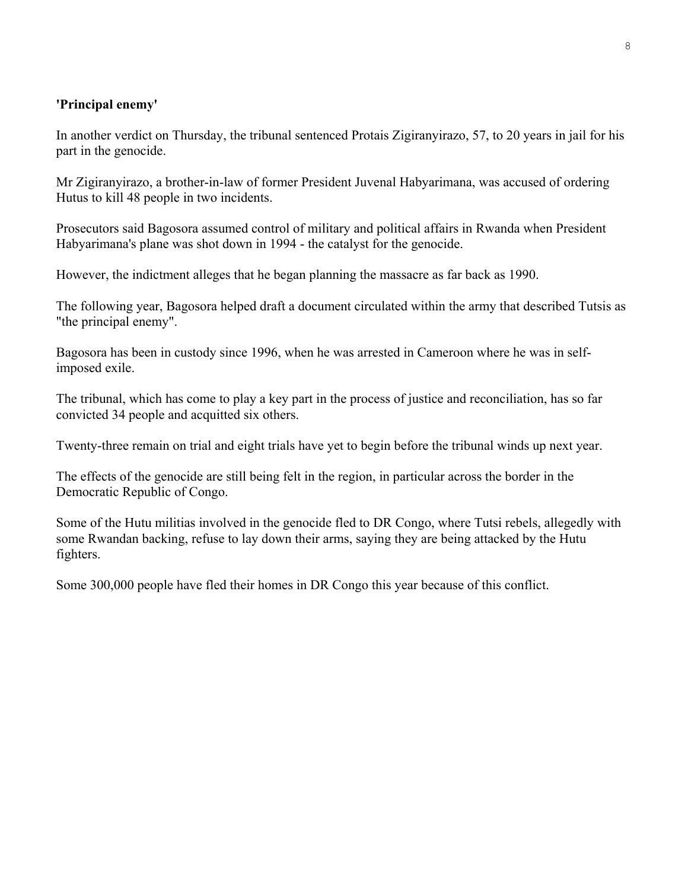**'Principal enemy'**

In another verdict on Thursday, the tribunal sentenced Protais Zigiranyirazo, 57, to 20 years in jail for his part in the genocide.

Mr Zigiranyirazo, a brother-in-law of former President Juvenal Habyarimana, was accused of ordering Hutus to kill 48 people in two incidents.

Prosecutors said Bagosora assumed control of military and political affairs in Rwanda when President Habyarimana's plane was shot down in 1994 - the catalyst for the genocide.

However, the indictment alleges that he began planning the massacre as far back as 1990.

The following year, Bagosora helped draft a document circulated within the army that described Tutsis as "the principal enemy".

Bagosora has been in custody since 1996, when he was arrested in Cameroon where he was in self-imposed exile.

The tribunal, which has come to play a key part in the process of justice and reconciliation, has so far convicted 34 people and acquitted six others.

Twenty-three remain on trial and eight trials have yet to begin before the tribunal winds up next year.

The effects of the genocide are still being felt in the region, in particular across the border in the Democratic Republic of Congo.

Some of the Hutu militias involved in the genocide fled to DR Congo, where Tutsi rebels, allegedly with some Rwandan backing, refuse to lay down their arms, saying they are being attacked by the Hutu fighters.

Some 300,000 people have fled their homes in DR Congo this year because of this conflict.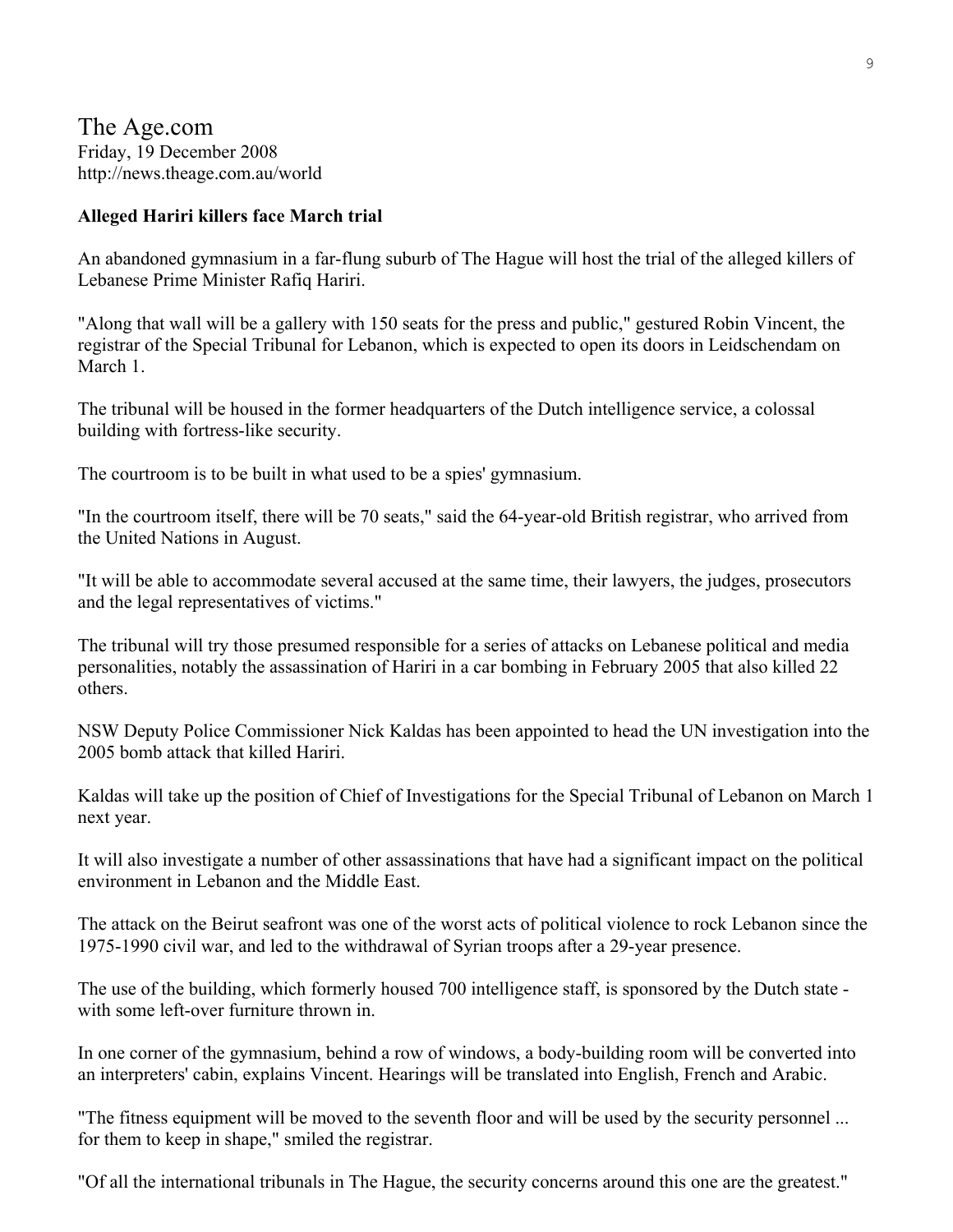The Age.com
Friday, 19 December 2008
http://news.theage.com.au/world

**Alleged Hariri killers face March trial**

An abandoned gymnasium in a far-flung suburb of The Hague will host the trial of the alleged killers of Lebanese Prime Minister Rafiq Hariri.

"Along that wall will be a gallery with 150 seats for the press and public," gestured Robin Vincent, the registrar of the Special Tribunal for Lebanon, which is expected to open its doors in Leidschendam on March 1.

The tribunal will be housed in the former headquarters of the Dutch intelligence service, a colossal building with fortress-like security.

The courtroom is to be built in what used to be a spies' gymnasium.

"In the courtroom itself, there will be 70 seats," said the 64-year-old British registrar, who arrived from the United Nations in August.

"It will be able to accommodate several accused at the same time, their lawyers, the judges, prosecutors and the legal representatives of victims."

The tribunal will try those presumed responsible for a series of attacks on Lebanese political and media personalities, notably the assassination of Hariri in a car bombing in February 2005 that also killed 22 others.

NSW Deputy Police Commissioner Nick Kaldas has been appointed to head the UN investigation into the 2005 bomb attack that killed Hariri.

Kaldas will take up the position of Chief of Investigations for the Special Tribunal of Lebanon on March 1 next year.

It will also investigate a number of other assassinations that have had a significant impact on the political environment in Lebanon and the Middle East.

The attack on the Beirut seafront was one of the worst acts of political violence to rock Lebanon since the 1975-1990 civil war, and led to the withdrawal of Syrian troops after a 29-year presence.

The use of the building, which formerly housed 700 intelligence staff, is sponsored by the Dutch state - with some left-over furniture thrown in.

In one corner of the gymnasium, behind a row of windows, a body-building room will be converted into an interpreters' cabin, explains Vincent. Hearings will be translated into English, French and Arabic.

"The fitness equipment will be moved to the seventh floor and will be used by the security personnel ... for them to keep in shape," smiled the registrar.

"Of all the international tribunals in The Hague, the security concerns around this one are the greatest."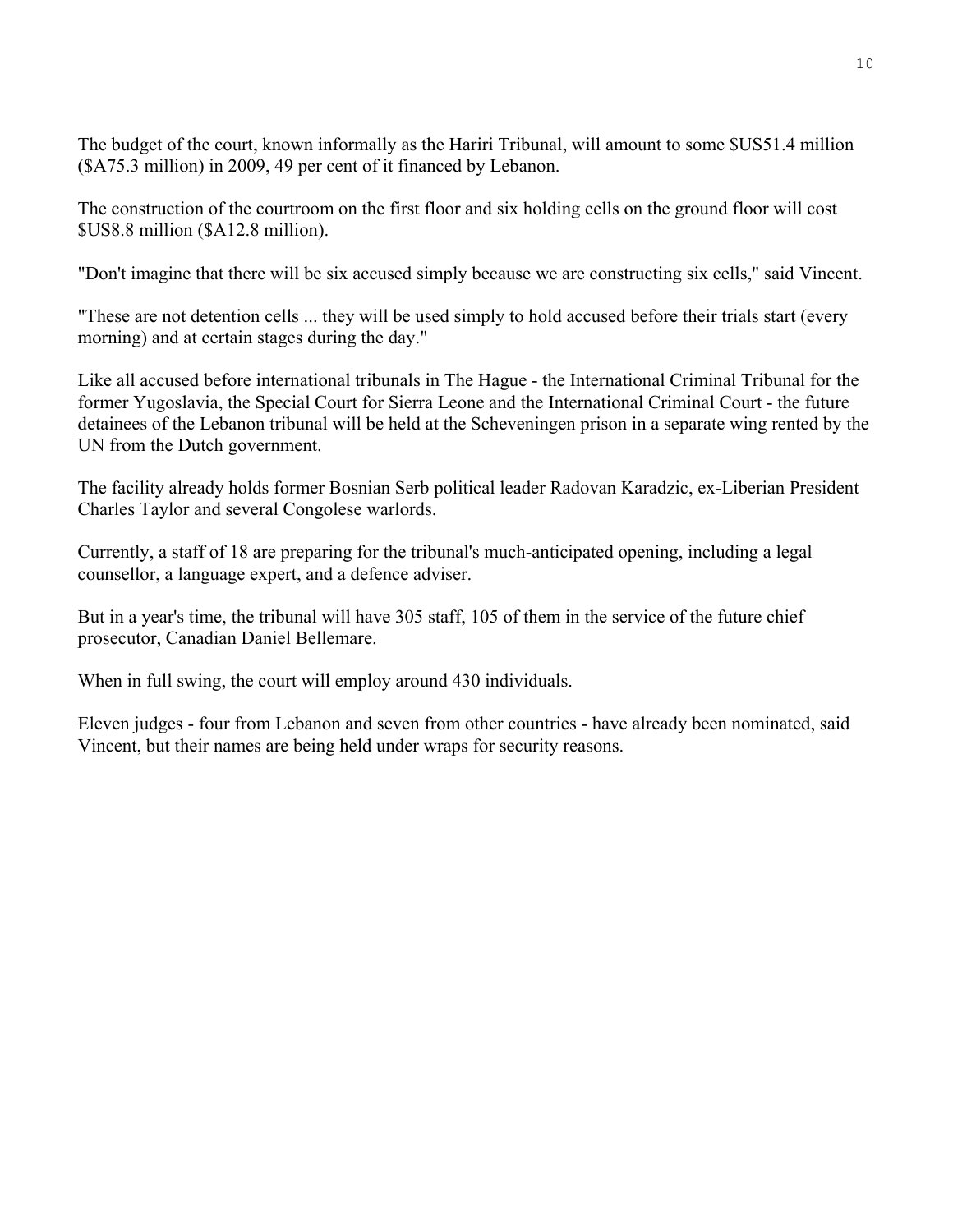The budget of the court, known informally as the Hariri Tribunal, will amount to some $US51.4 million ($A75.3 million) in 2009, 49 per cent of it financed by Lebanon.

The construction of the courtroom on the first floor and six holding cells on the ground floor will cost $US8.8 million ($A12.8 million).

"Don't imagine that there will be six accused simply because we are constructing six cells," said Vincent.

"These are not detention cells ... they will be used simply to hold accused before their trials start (every morning) and at certain stages during the day."

Like all accused before international tribunals in The Hague - the International Criminal Tribunal for the former Yugoslavia, the Special Court for Sierra Leone and the International Criminal Court - the future detainees of the Lebanon tribunal will be held at the Scheveningen prison in a separate wing rented by the UN from the Dutch government.

The facility already holds former Bosnian Serb political leader Radovan Karadzic, ex-Liberian President Charles Taylor and several Congolese warlords.

Currently, a staff of 18 are preparing for the tribunal's much-anticipated opening, including a legal counsellor, a language expert, and a defence adviser.

But in a year's time, the tribunal will have 305 staff, 105 of them in the service of the future chief prosecutor, Canadian Daniel Bellemare.

When in full swing, the court will employ around 430 individuals.

Eleven judges - four from Lebanon and seven from other countries - have already been nominated, said Vincent, but their names are being held under wraps for security reasons.